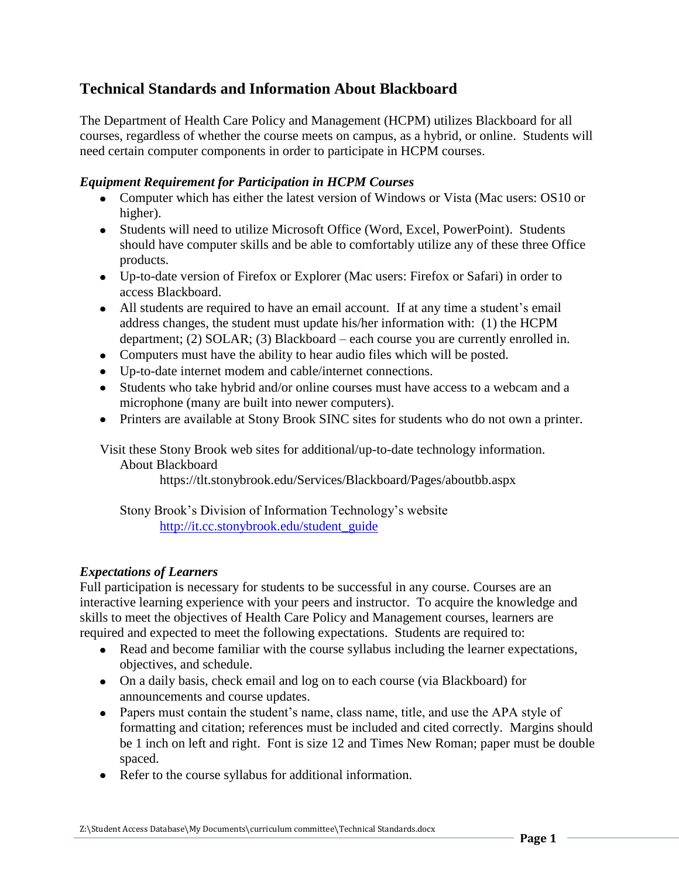# Technical Standards and Information About Blackboard

The Department of Health Care Policy and Management (HCPM) utilizes Blackboard for all courses, regardless of whether the course meets on campus, as a hybrid, or online. Students will need certain computer components in order to participate in HCPM courses.

### *Equipment Requirement for Participation in HCPM Courses*

- Computer which has either the latest version of Windows or Vista (Mac users: OS10 or higher).
- Students will need to utilize Microsoft Office (Word, Excel, PowerPoint). Students should have computer skills and be able to comfortably utilize any of these three Office products.
- Up-to-date version of Firefox or Explorer (Mac users: Firefox or Safari) in order to access Blackboard.
- All students are required to have an email account. If at any time a student's email address changes, the student must update his/her information with: (1) the HCPM department; (2) SOLAR; (3) Blackboard – each course you are currently enrolled in.
- Computers must have the ability to hear audio files which will be posted.
- Up-to-date internet modem and cable/internet connections.
- Students who take hybrid and/or online courses must have access to a webcam and a microphone (many are built into newer computers).
- Printers are available at Stony Brook SINC sites for students who do not own a printer.

Visit these Stony Brook web sites for additional/up-to-date technology information.

About Blackboard

https://tlt.stonybrook.edu/Services/Blackboard/Pages/aboutbb.aspx

Stony Brook's Division of Information Technology's website

[http://it.cc.stonybrook.edu/student_guide](http://it.cc.stonybrook.edu/student_guide)

### *Expectations of Learners*

Full participation is necessary for students to be successful in any course. Courses are an interactive learning experience with your peers and instructor. To acquire the knowledge and skills to meet the objectives of Health Care Policy and Management courses, learners are required and expected to meet the following expectations. Students are required to:

- Read and become familiar with the course syllabus including the learner expectations, objectives, and schedule.
- On a daily basis, check email and log on to each course (via Blackboard) for announcements and course updates.
- Papers must contain the student's name, class name, title, and use the APA style of formatting and citation; references must be included and cited correctly. Margins should be 1 inch on left and right. Font is size 12 and Times New Roman; paper must be double spaced.
- Refer to the course syllabus for additional information.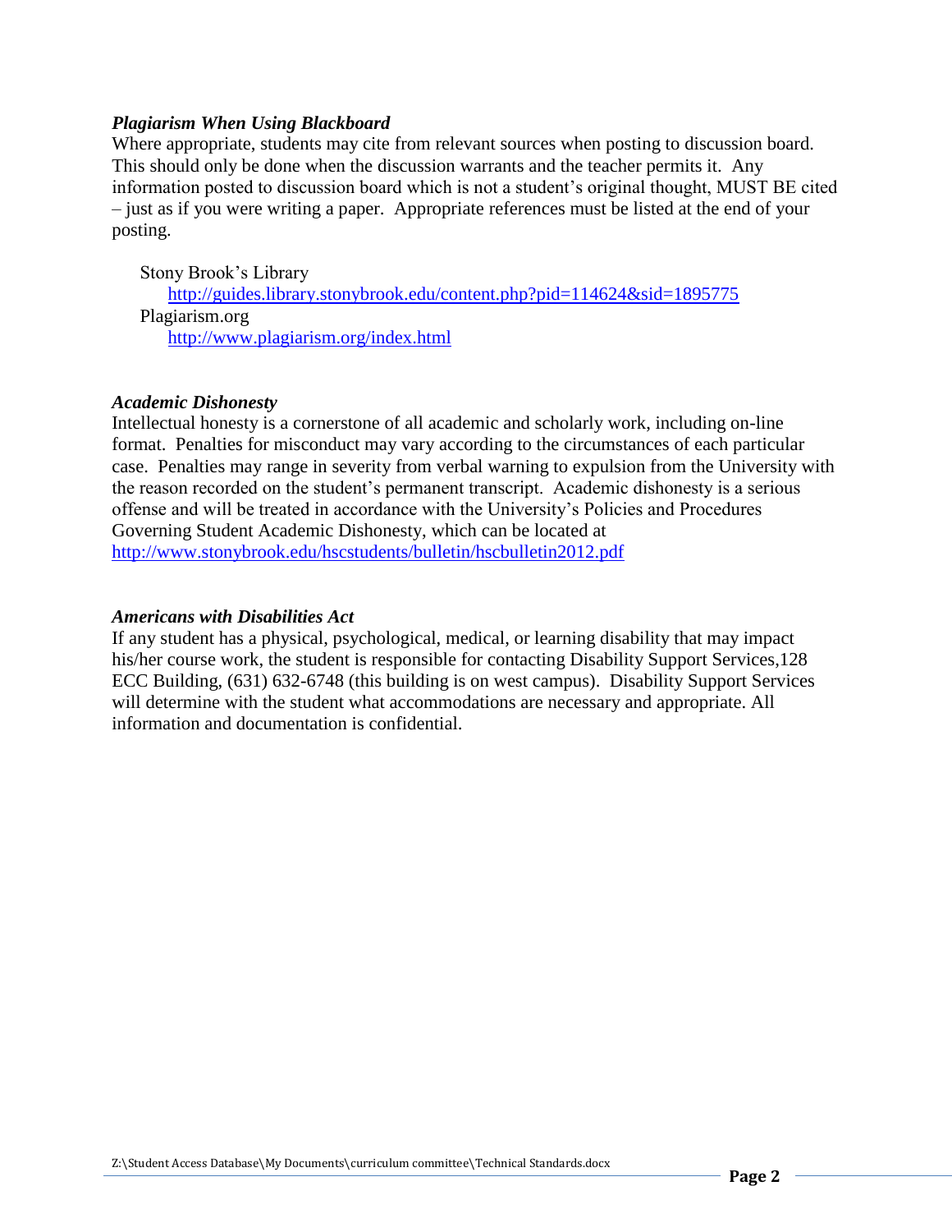### *Plagiarism When Using Blackboard*

Where appropriate, students may cite from relevant sources when posting to discussion board. This should only be done when the discussion warrants and the teacher permits it. Any information posted to discussion board which is not a student's original thought, MUST BE cited – just as if you were writing a paper. Appropriate references must be listed at the end of your posting.

Stony Brook's Library
http://guides.library.stonybrook.edu/content.php?pid=114624&sid=1895775
Plagiarism.org
http://www.plagiarism.org/index.html

### *Academic Dishonesty*

Intellectual honesty is a cornerstone of all academic and scholarly work, including on-line format. Penalties for misconduct may vary according to the circumstances of each particular case. Penalties may range in severity from verbal warning to expulsion from the University with the reason recorded on the student's permanent transcript. Academic dishonesty is a serious offense and will be treated in accordance with the University's Policies and Procedures Governing Student Academic Dishonesty, which can be located at http://www.stonybrook.edu/hscstudents/bulletin/hscbulletin2012.pdf

### *Americans with Disabilities Act*

If any student has a physical, psychological, medical, or learning disability that may impact his/her course work, the student is responsible for contacting Disability Support Services,128 ECC Building, (631) 632-6748 (this building is on west campus). Disability Support Services will determine with the student what accommodations are necessary and appropriate. All information and documentation is confidential.